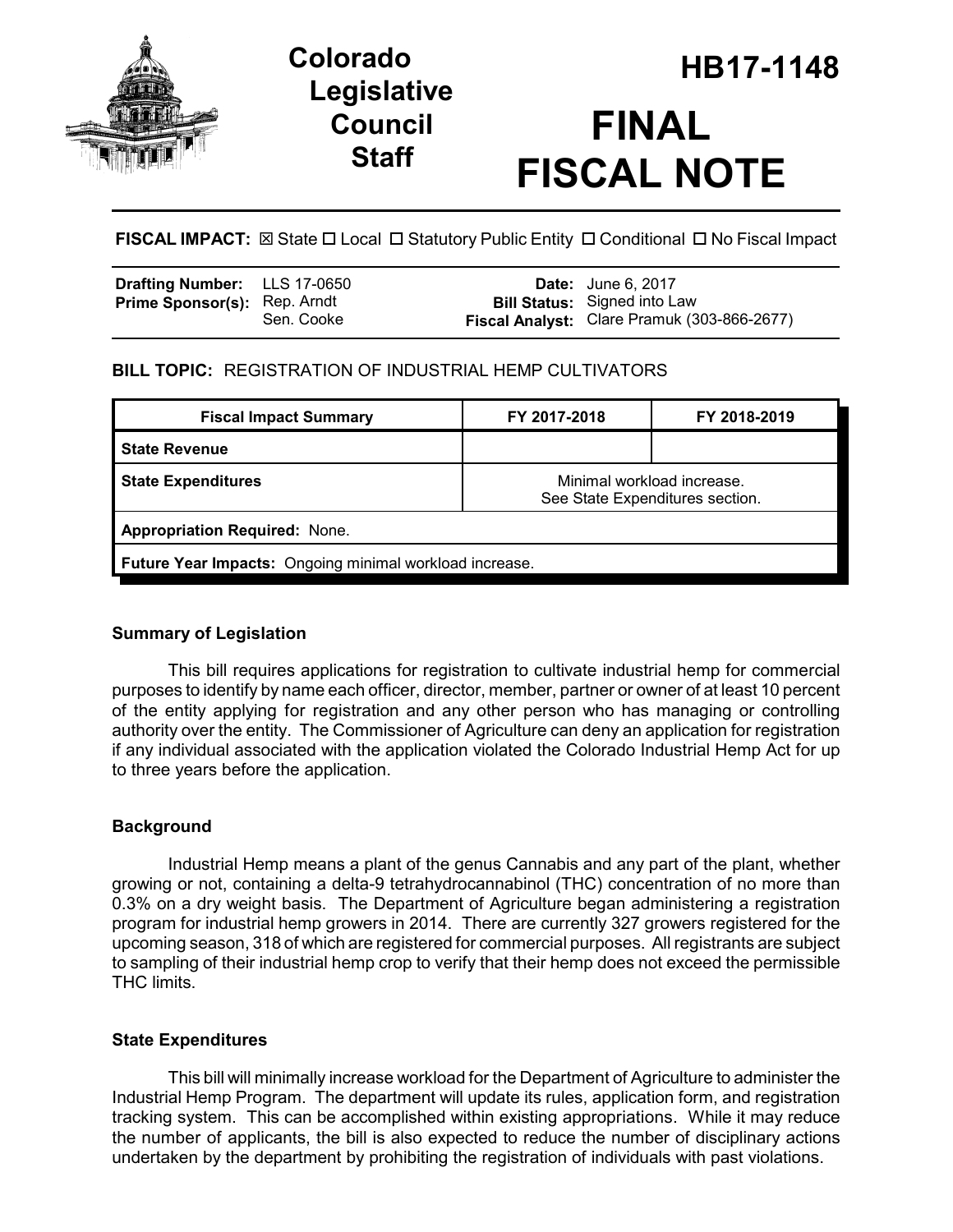# Colorado Legislative Council Staff

# HB17-1148

# FINAL FISCAL NOTE

**FISCAL IMPACT:** ☒ State ☐ Local ☐ Statutory Public Entity ☐ Conditional ☐ No Fiscal Impact

| | | | |
|---|---|---|---|
| **Drafting Number:** | LLS 17-0650 | **Date:** | June 6, 2017 |
| **Prime Sponsor(s):** | Rep. Arndt<br>Sen. Cooke | **Bill Status:** | Signed into Law |
| | | **Fiscal Analyst:** | Clare Pramuk (303-866-2677) |

**BILL TOPIC:** REGISTRATION OF INDUSTRIAL HEMP CULTIVATORS

| Fiscal Impact Summary | FY 2017-2018 | FY 2018-2019 |
|---|---|---|
| **State Revenue** | | |
| **State Expenditures** | Minimal workload increase. See State Expenditures section. | |
| **Appropriation Required:** None. | | |
| **Future Year Impacts:** Ongoing minimal workload increase. | | |

## Summary of Legislation

This bill requires applications for registration to cultivate industrial hemp for commercial purposes to identify by name each officer, director, member, partner or owner of at least 10 percent of the entity applying for registration and any other person who has managing or controlling authority over the entity. The Commissioner of Agriculture can deny an application for registration if any individual associated with the application violated the Colorado Industrial Hemp Act for up to three years before the application.

## Background

Industrial Hemp means a plant of the genus Cannabis and any part of the plant, whether growing or not, containing a delta-9 tetrahydrocannabinol (THC) concentration of no more than 0.3% on a dry weight basis. The Department of Agriculture began administering a registration program for industrial hemp growers in 2014. There are currently 327 growers registered for the upcoming season, 318 of which are registered for commercial purposes. All registrants are subject to sampling of their industrial hemp crop to verify that their hemp does not exceed the permissible THC limits.

## State Expenditures

This bill will minimally increase workload for the Department of Agriculture to administer the Industrial Hemp Program. The department will update its rules, application form, and registration tracking system. This can be accomplished within existing appropriations. While it may reduce the number of applicants, the bill is also expected to reduce the number of disciplinary actions undertaken by the department by prohibiting the registration of individuals with past violations.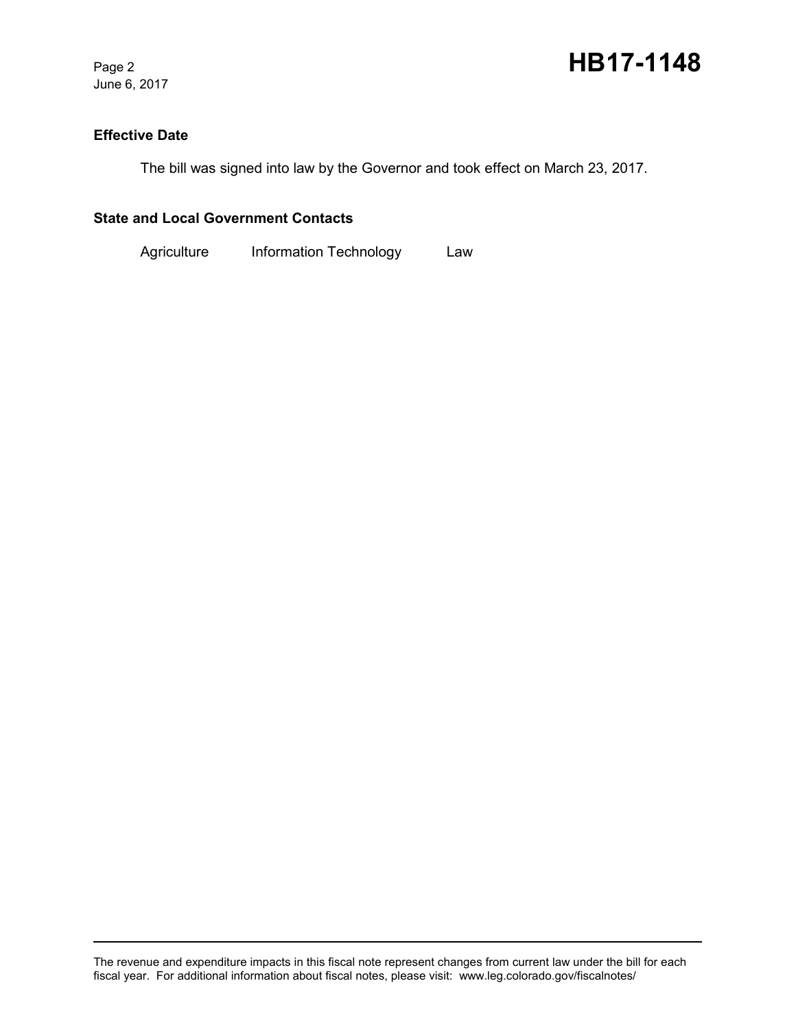**Effective Date**

The bill was signed into law by the Governor and took effect on March 23, 2017.

**State and Local Government Contacts**

Agriculture    Information Technology    Law

The revenue and expenditure impacts in this fiscal note represent changes from current law under the bill for each fiscal year. For additional information about fiscal notes, please visit: www.leg.colorado.gov/fiscalnotes/